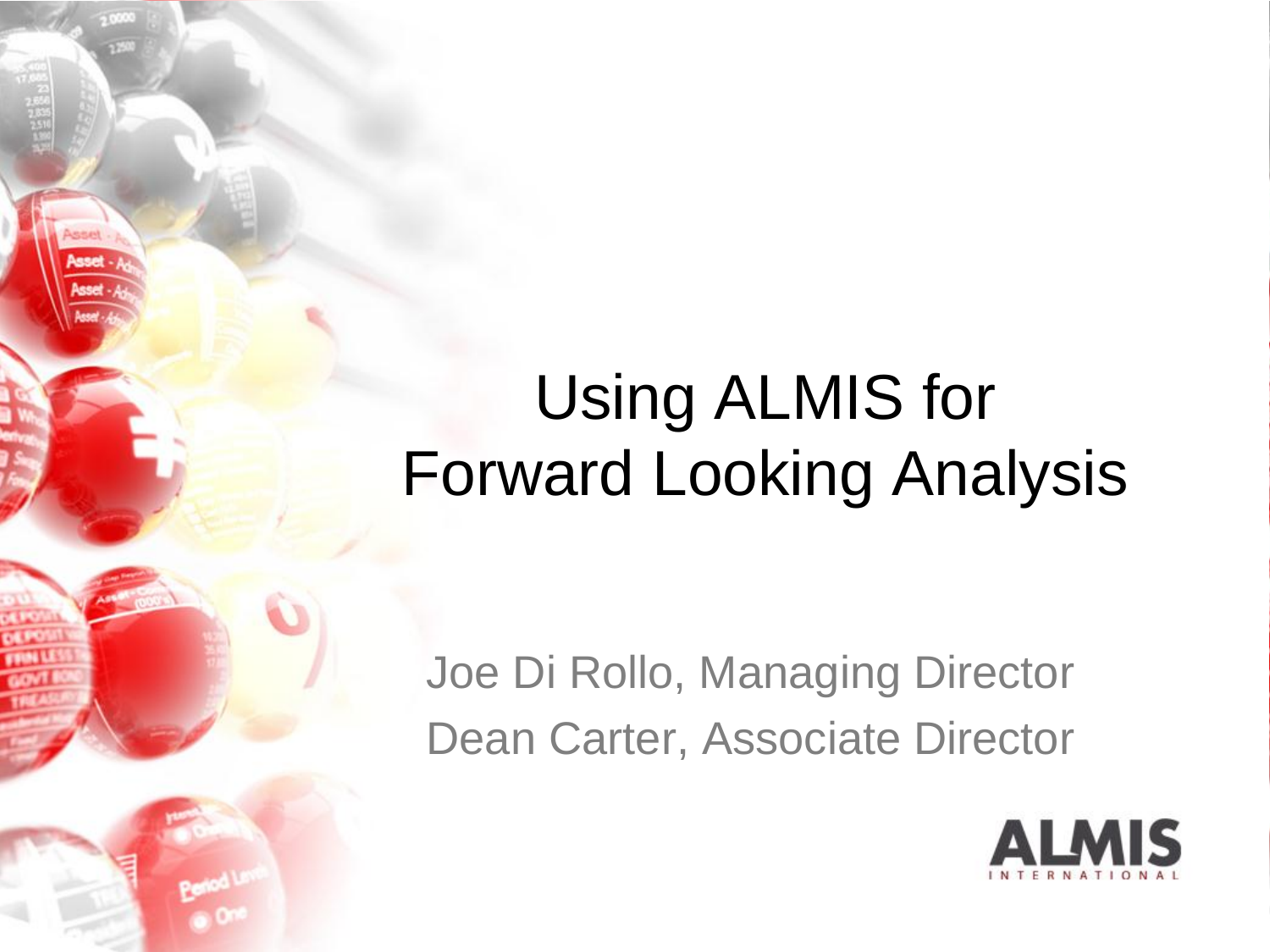# Using ALMIS for Forward Looking Analysis

Joe Di Rollo, Managing Director

Dean Carter, Associate Director

ALMIS INTERNATIONAL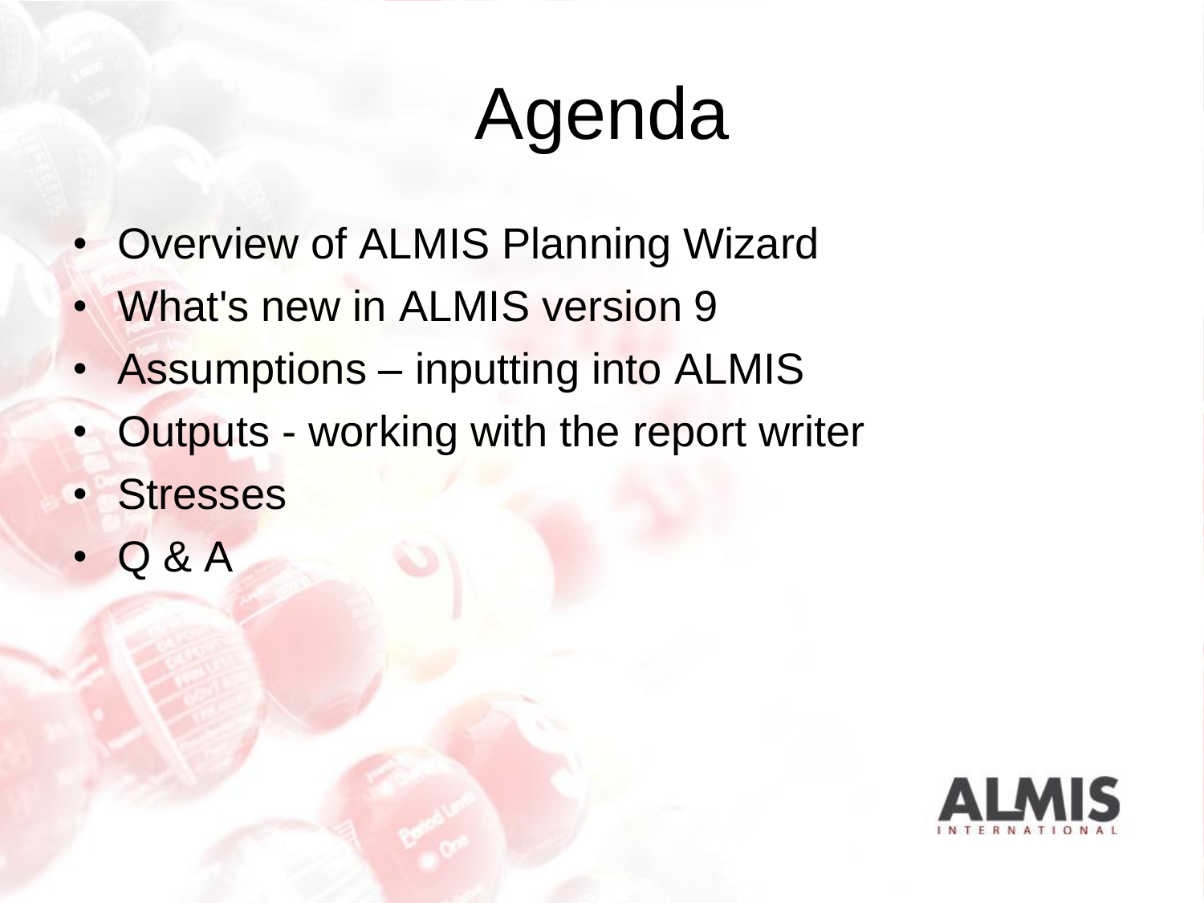# Agenda

- Overview of ALMIS Planning Wizard
- What's new in ALMIS version 9
- Assumptions – inputting into ALMIS
- Outputs - working with the report writer
- Stresses
- Q & A

ALMIS INTERNATIONAL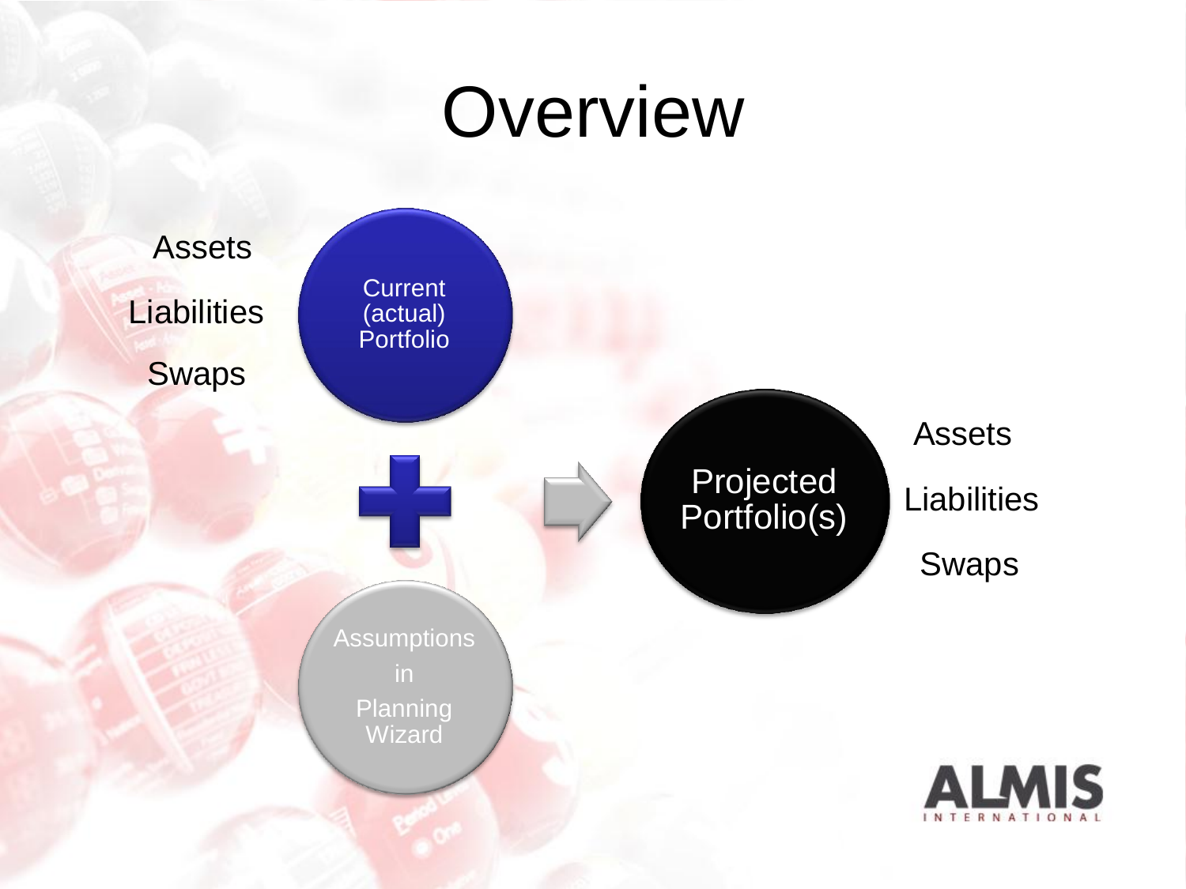# Overview

Assets

Liabilities

Swaps

Current (actual) Portfolio

+

Assumptions in Planning Wizard

Projected Portfolio(s)

Assets

Liabilities

Swaps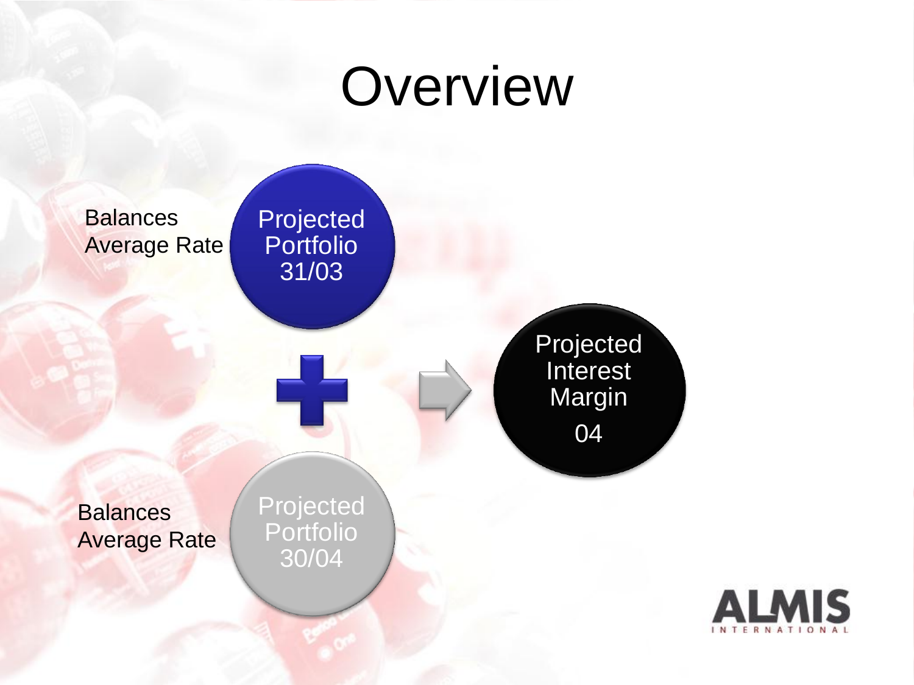# Overview

Balances
Average Rate

Projected Portfolio 31/03

+

Balances
Average Rate

Projected Portfolio 30/04

Projected Interest Margin 04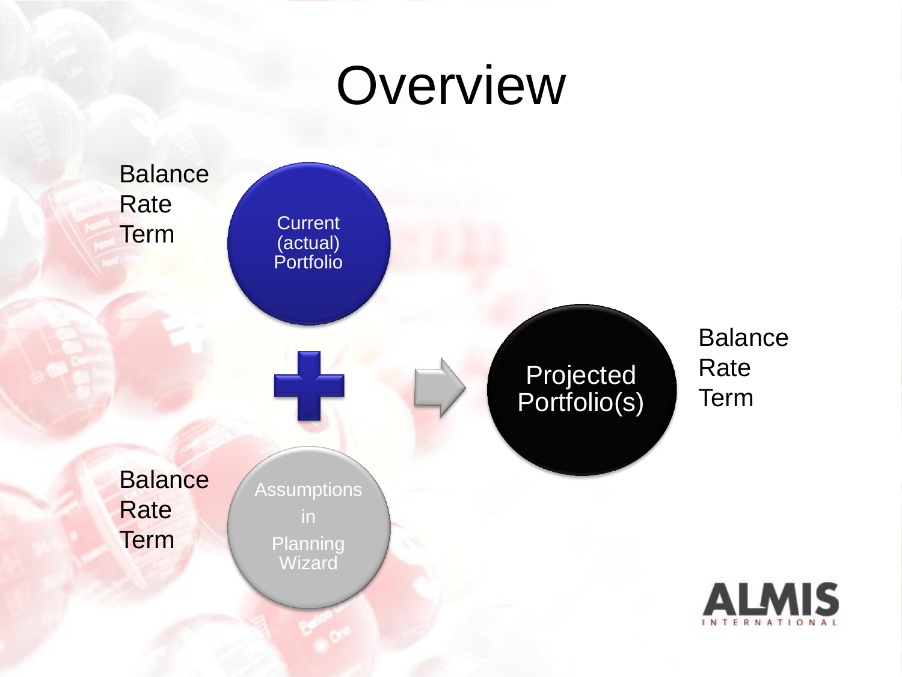# Overview

Balance
Rate
Term

Current (actual) Portfolio

+

Balance
Rate
Term

Assumptions in Planning Wizard

Projected Portfolio(s)

Balance
Rate
Term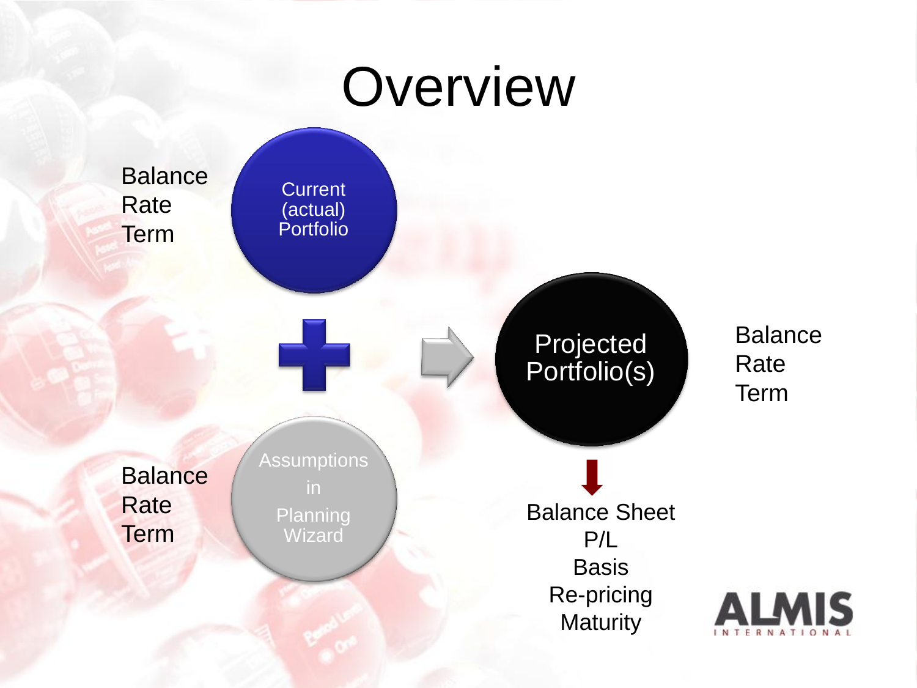# Overview

Balance
Rate
Term

Current (actual) Portfolio

+

Assumptions in Planning Wizard

Balance
Rate
Term

Projected Portfolio(s)

Balance
Rate
Term

Balance Sheet
P/L
Basis
Re-pricing
Maturity

ALMIS INTERNATIONAL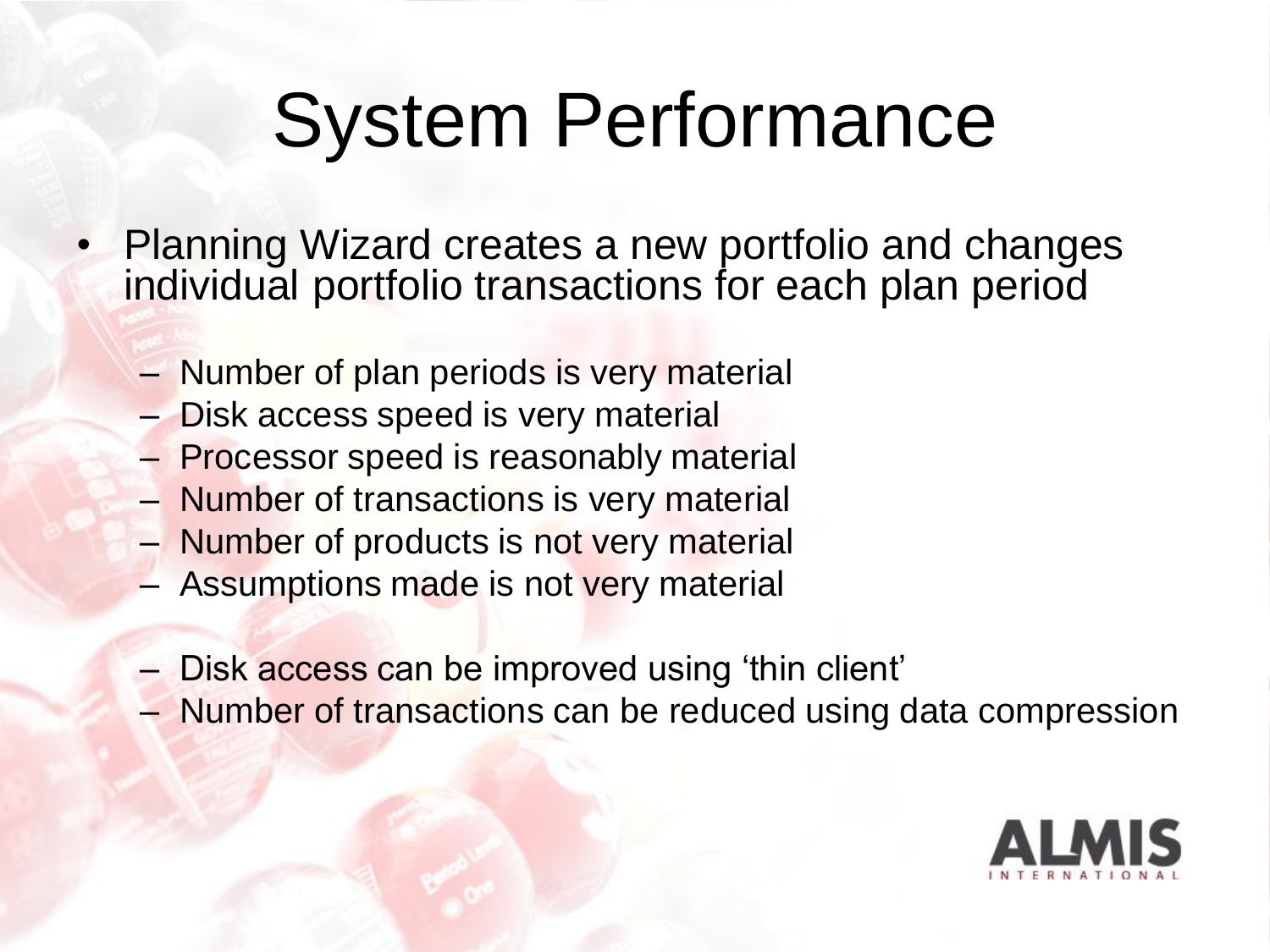# System Performance

- Planning Wizard creates a new portfolio and changes individual portfolio transactions for each plan period
  - Number of plan periods is very material
  - Disk access speed is very material
  - Processor speed is reasonably material
  - Number of transactions is very material
  - Number of products is not very material
  - Assumptions made is not very material

  - Disk access can be improved using 'thin client'
  - Number of transactions can be reduced using data compression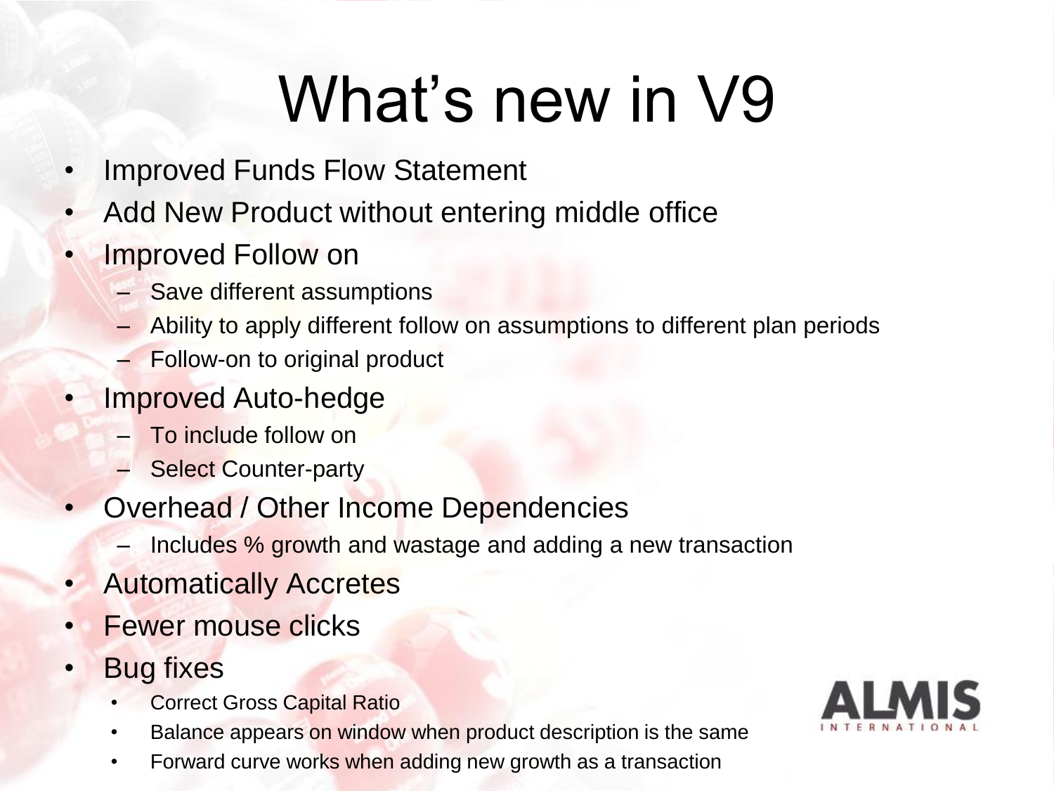# What's new in V9

- Improved Funds Flow Statement
- Add New Product without entering middle office
- Improved Follow on
  - Save different assumptions
  - Ability to apply different follow on assumptions to different plan periods
  - Follow-on to original product
- Improved Auto-hedge
  - To include follow on
  - Select Counter-party
- Overhead / Other Income Dependencies
  - Includes % growth and wastage and adding a new transaction
- Automatically Accretes
- Fewer mouse clicks
- Bug fixes
  - Correct Gross Capital Ratio
  - Balance appears on window when product description is the same
  - Forward curve works when adding new growth as a transaction

ALMIS INTERNATIONAL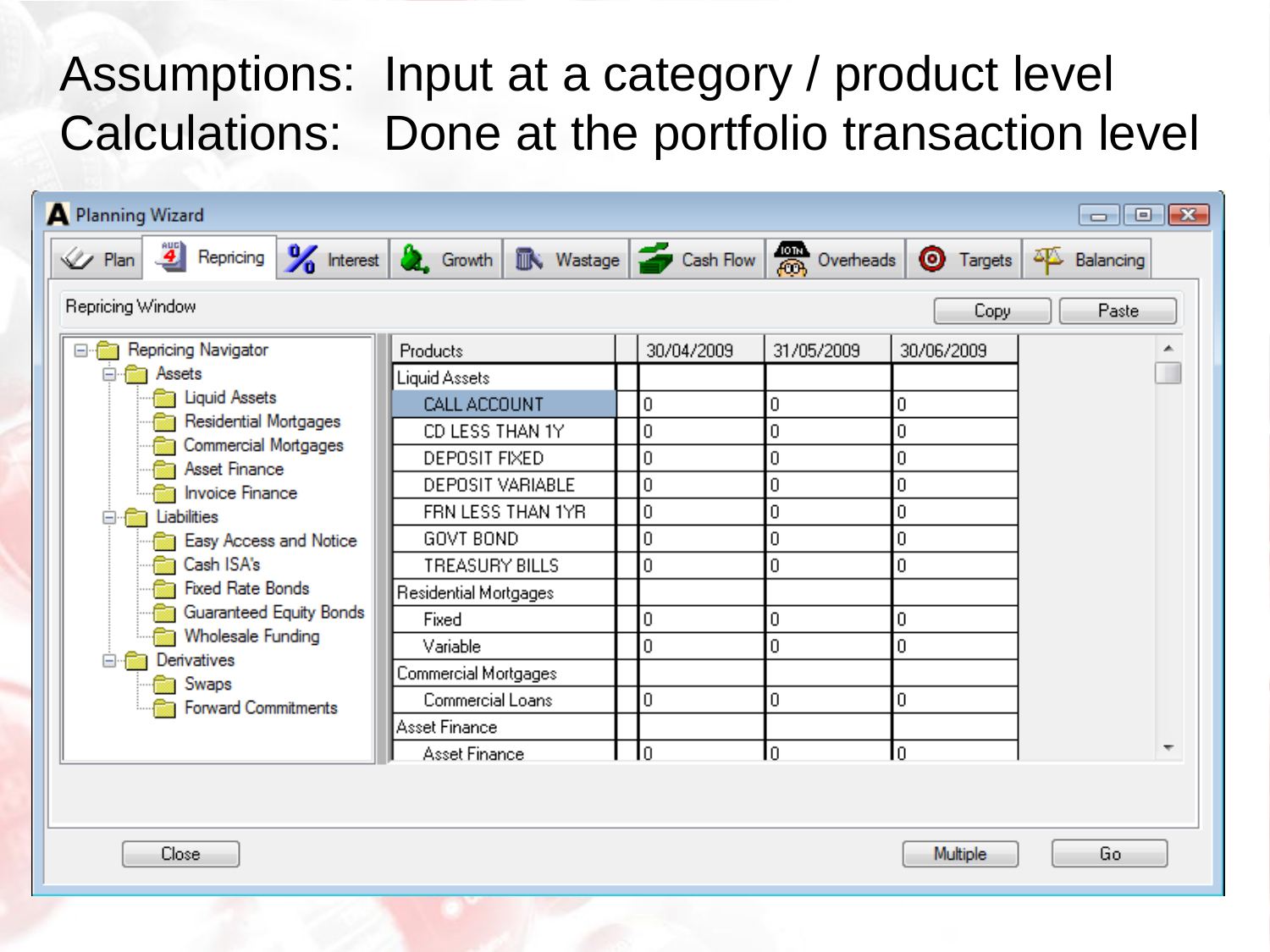Assumptions: Input at a category / product level

Calculations: Done at the portfolio transaction level

Planning Wizard

Plan | Repricing | Interest | Growth | Wastage | Cash Flow | Overheads | Targets | Balancing

Repricing Window

Copy | Paste

Repricing Navigator
- Assets
  - Liquid Assets
  - Residential Mortgages
  - Commercial Mortgages
  - Asset Finance
  - Invoice Finance
- Liabilities
  - Easy Access and Notice
  - Cash ISA's
  - Fixed Rate Bonds
  - Guaranteed Equity Bonds
  - Wholesale Funding
- Derivatives
  - Swaps
  - Forward Commitments

| Products | 30/04/2009 | 31/05/2009 | 30/06/2009 |
|---|---|---|---|
| Liquid Assets | | | |
| CALL ACCOUNT | 0 | 0 | 0 |
| CD LESS THAN 1Y | 0 | 0 | 0 |
| DEPOSIT FIXED | 0 | 0 | 0 |
| DEPOSIT VARIABLE | 0 | 0 | 0 |
| FRN LESS THAN 1YR | 0 | 0 | 0 |
| GOVT BOND | 0 | 0 | 0 |
| TREASURY BILLS | 0 | 0 | 0 |
| Residential Mortgages | | | |
| Fixed | 0 | 0 | 0 |
| Variable | 0 | 0 | 0 |
| Commercial Mortgages | | | |
| Commercial Loans | 0 | 0 | 0 |
| Asset Finance | | | |
| Asset Finance | 0 | 0 | 0 |

Close | Multiple | Go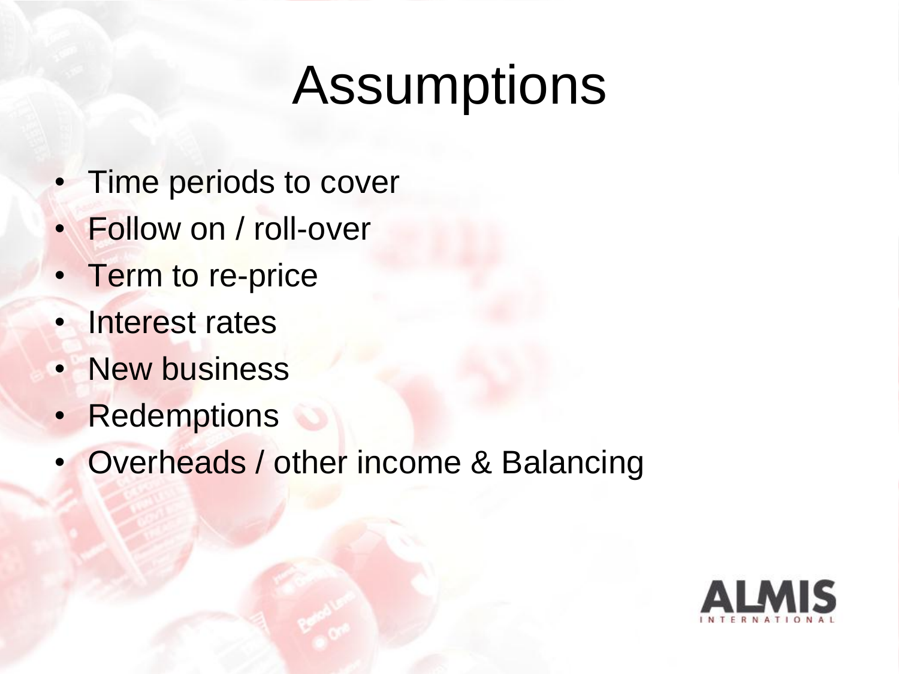# Assumptions

- Time periods to cover
- Follow on / roll-over
- Term to re-price
- Interest rates
- New business
- Redemptions
- Overheads / other income & Balancing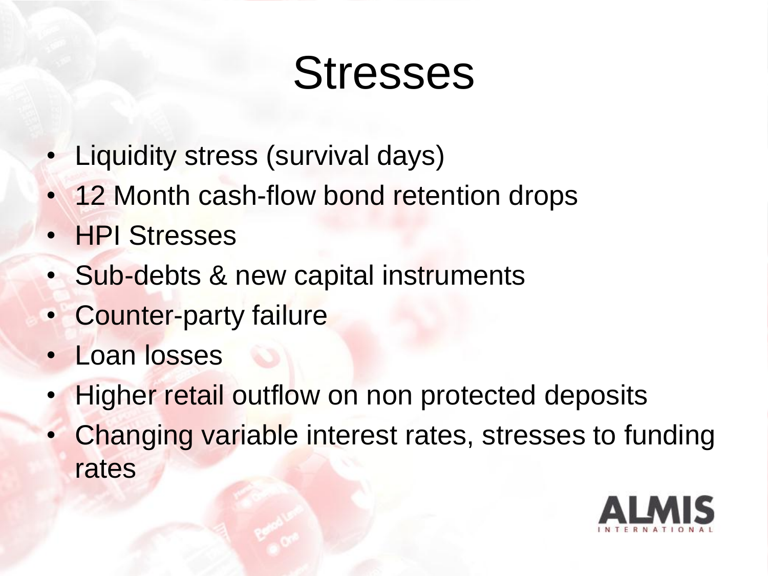# Stresses

- Liquidity stress (survival days)
- 12 Month cash-flow bond retention drops
- HPI Stresses
- Sub-debts & new capital instruments
- Counter-party failure
- Loan losses
- Higher retail outflow on non protected deposits
- Changing variable interest rates, stresses to funding rates

ALMIS INTERNATIONAL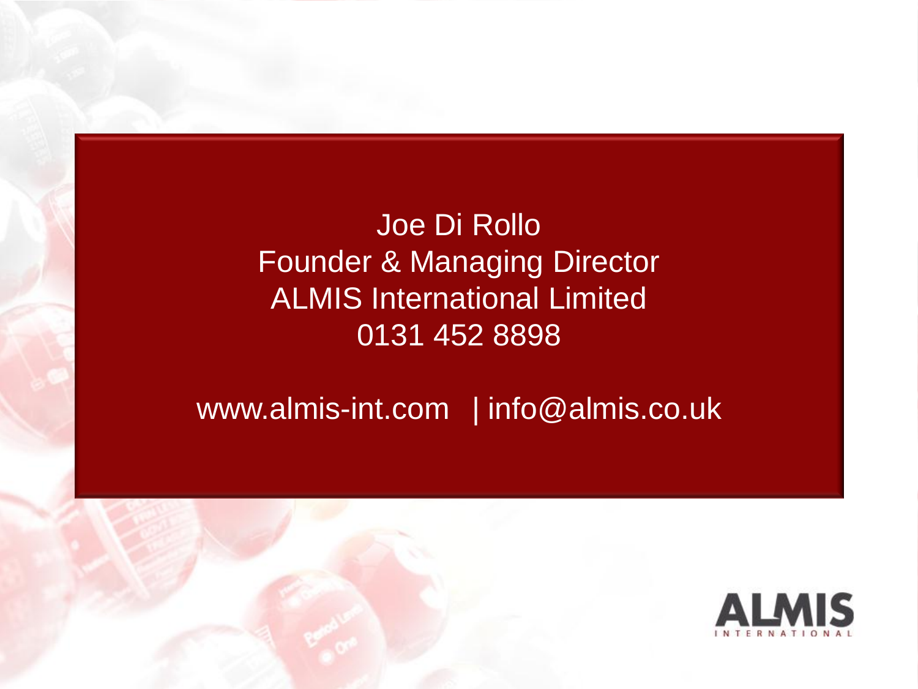Joe Di Rollo
Founder & Managing Director
ALMIS International Limited
0131 452 8898

www.almis-int.com | info@almis.co.uk

ALMIS INTERNATIONAL